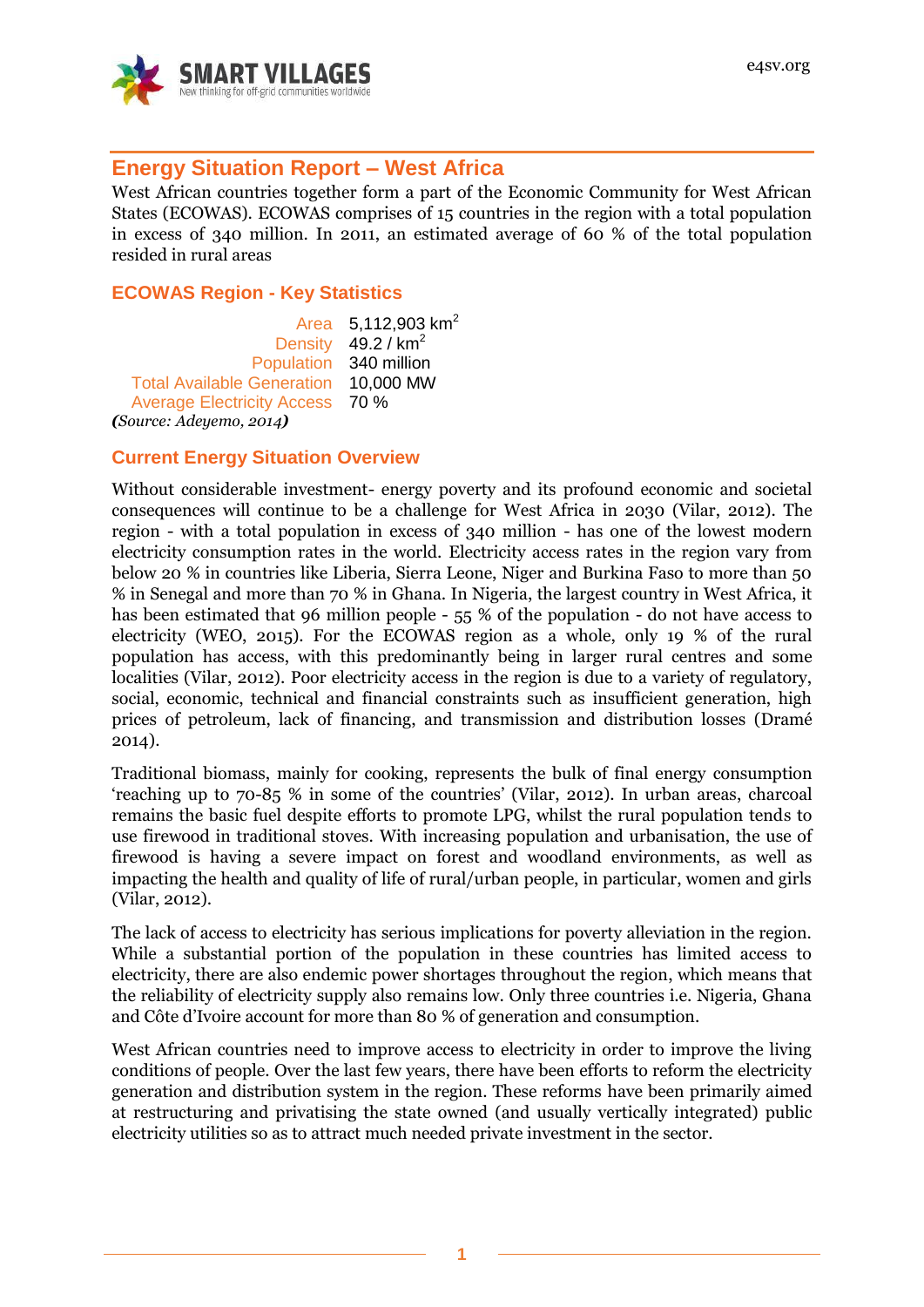## Energy Situation Report – West Africa

West African countries together form a part of the Economic Community for West African States (ECOWAS). ECOWAS comprises of 15 countries in the region with a total population in excess of 340 million. In 2011, an estimated average of 60 % of the total population resided in rural areas

### ECOWAS Region - Key Statistics

| | |
|---|---|
| Area | 5,112,903 km$^2$ |
| Density | 49.2 / km$^2$ |
| Population | 340 million |
| Total Available Generation | 10,000 MW |
| Average Electricity Access | 70 % |

***(**Source: Adeyemo, 2014**)***

### Current Energy Situation Overview

Without considerable investment- energy poverty and its profound economic and societal consequences will continue to be a challenge for West Africa in 2030 (Vilar, 2012). The region - with a total population in excess of 340 million - has one of the lowest modern electricity consumption rates in the world. Electricity access rates in the region vary from below 20 % in countries like Liberia, Sierra Leone, Niger and Burkina Faso to more than 50 % in Senegal and more than 70 % in Ghana. In Nigeria, the largest country in West Africa, it has been estimated that 96 million people - 55 % of the population - do not have access to electricity (WEO, 2015). For the ECOWAS region as a whole, only 19 % of the rural population has access, with this predominantly being in larger rural centres and some localities (Vilar, 2012). Poor electricity access in the region is due to a variety of regulatory, social, economic, technical and financial constraints such as insufficient generation, high prices of petroleum, lack of financing, and transmission and distribution losses (Dramé 2014).

Traditional biomass, mainly for cooking, represents the bulk of final energy consumption 'reaching up to 70-85 % in some of the countries' (Vilar, 2012). In urban areas, charcoal remains the basic fuel despite efforts to promote LPG, whilst the rural population tends to use firewood in traditional stoves. With increasing population and urbanisation, the use of firewood is having a severe impact on forest and woodland environments, as well as impacting the health and quality of life of rural/urban people, in particular, women and girls (Vilar, 2012).

The lack of access to electricity has serious implications for poverty alleviation in the region. While a substantial portion of the population in these countries has limited access to electricity, there are also endemic power shortages throughout the region, which means that the reliability of electricity supply also remains low. Only three countries i.e. Nigeria, Ghana and Côte d'Ivoire account for more than 80 % of generation and consumption.

West African countries need to improve access to electricity in order to improve the living conditions of people. Over the last few years, there have been efforts to reform the electricity generation and distribution system in the region. These reforms have been primarily aimed at restructuring and privatising the state owned (and usually vertically integrated) public electricity utilities so as to attract much needed private investment in the sector.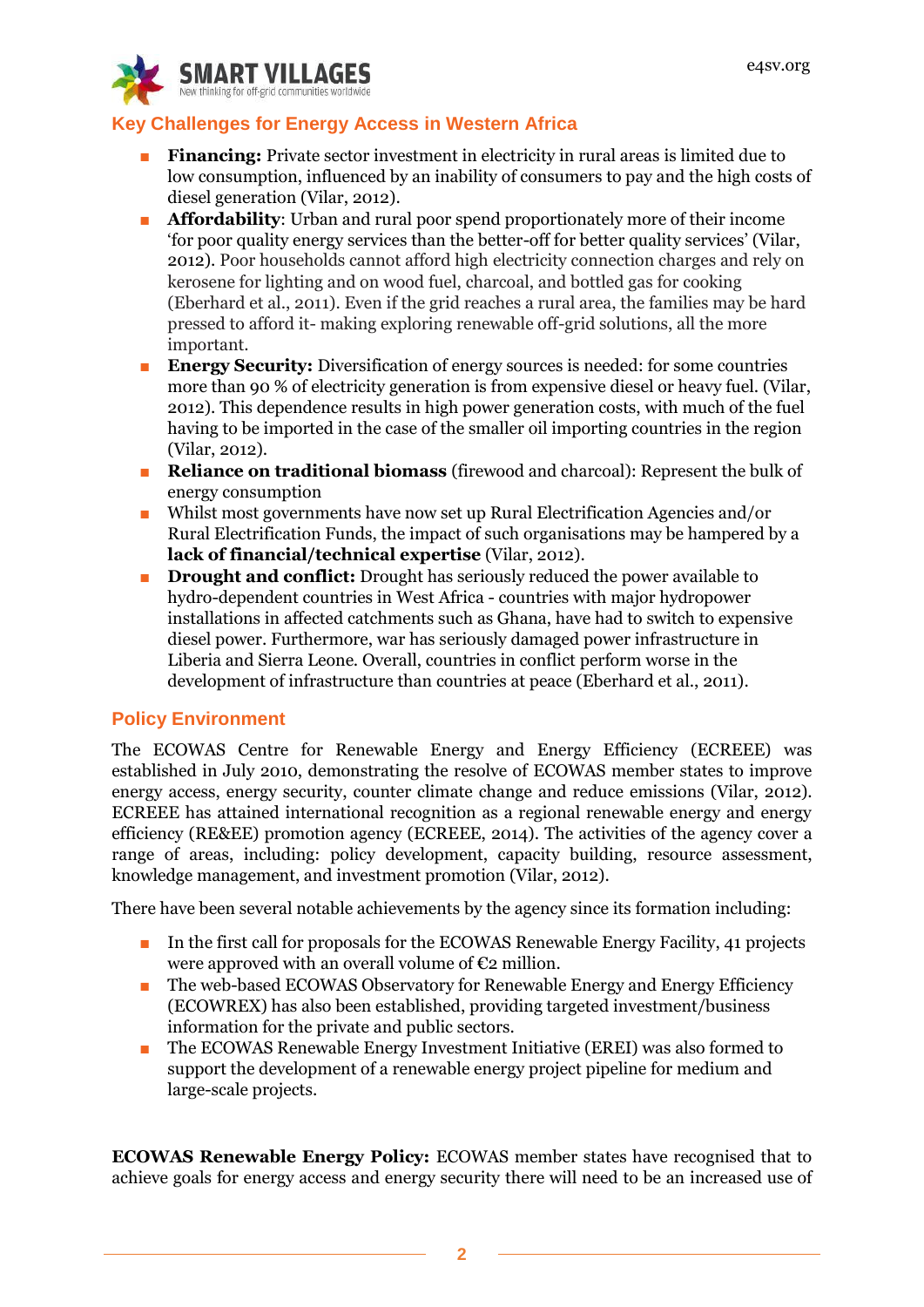## Key Challenges for Energy Access in Western Africa

- **Financing:** Private sector investment in electricity in rural areas is limited due to low consumption, influenced by an inability of consumers to pay and the high costs of diesel generation (Vilar, 2012).
- **Affordability**: Urban and rural poor spend proportionately more of their income 'for poor quality energy services than the better-off for better quality services' (Vilar, 2012). Poor households cannot afford high electricity connection charges and rely on kerosene for lighting and on wood fuel, charcoal, and bottled gas for cooking (Eberhard et al., 2011). Even if the grid reaches a rural area, the families may be hard pressed to afford it- making exploring renewable off-grid solutions, all the more important.
- **Energy Security:** Diversification of energy sources is needed: for some countries more than 90 % of electricity generation is from expensive diesel or heavy fuel. (Vilar, 2012). This dependence results in high power generation costs, with much of the fuel having to be imported in the case of the smaller oil importing countries in the region (Vilar, 2012).
- **Reliance on traditional biomass** (firewood and charcoal): Represent the bulk of energy consumption
- Whilst most governments have now set up Rural Electrification Agencies and/or Rural Electrification Funds, the impact of such organisations may be hampered by a **lack of financial/technical expertise** (Vilar, 2012).
- **Drought and conflict:** Drought has seriously reduced the power available to hydro-dependent countries in West Africa - countries with major hydropower installations in affected catchments such as Ghana, have had to switch to expensive diesel power. Furthermore, war has seriously damaged power infrastructure in Liberia and Sierra Leone. Overall, countries in conflict perform worse in the development of infrastructure than countries at peace (Eberhard et al., 2011).

## Policy Environment

The ECOWAS Centre for Renewable Energy and Energy Efficiency (ECREEE) was established in July 2010, demonstrating the resolve of ECOWAS member states to improve energy access, energy security, counter climate change and reduce emissions (Vilar, 2012). ECREEE has attained international recognition as a regional renewable energy and energy efficiency (RE&EE) promotion agency (ECREEE, 2014). The activities of the agency cover a range of areas, including: policy development, capacity building, resource assessment, knowledge management, and investment promotion (Vilar, 2012).

There have been several notable achievements by the agency since its formation including:

- In the first call for proposals for the ECOWAS Renewable Energy Facility, 41 projects were approved with an overall volume of €2 million.
- The web-based ECOWAS Observatory for Renewable Energy and Energy Efficiency (ECOWREX) has also been established, providing targeted investment/business information for the private and public sectors.
- The ECOWAS Renewable Energy Investment Initiative (EREI) was also formed to support the development of a renewable energy project pipeline for medium and large-scale projects.

**ECOWAS Renewable Energy Policy:** ECOWAS member states have recognised that to achieve goals for energy access and energy security there will need to be an increased use of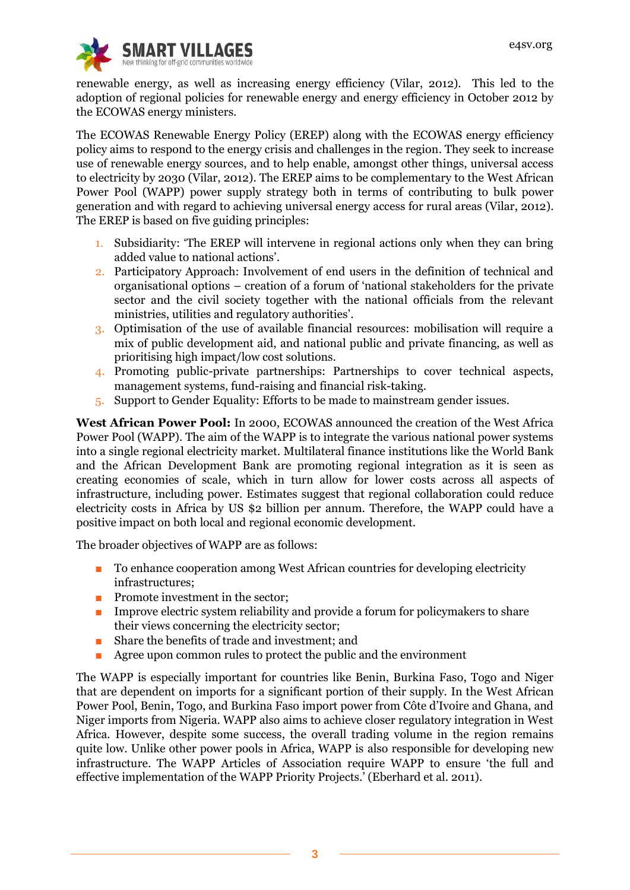renewable energy, as well as increasing energy efficiency (Vilar, 2012). This led to the adoption of regional policies for renewable energy and energy efficiency in October 2012 by the ECOWAS energy ministers.

The ECOWAS Renewable Energy Policy (EREP) along with the ECOWAS energy efficiency policy aims to respond to the energy crisis and challenges in the region. They seek to increase use of renewable energy sources, and to help enable, amongst other things, universal access to electricity by 2030 (Vilar, 2012). The EREP aims to be complementary to the West African Power Pool (WAPP) power supply strategy both in terms of contributing to bulk power generation and with regard to achieving universal energy access for rural areas (Vilar, 2012). The EREP is based on five guiding principles:

1. Subsidiarity: 'The EREP will intervene in regional actions only when they can bring added value to national actions'.
2. Participatory Approach: Involvement of end users in the definition of technical and organisational options – creation of a forum of 'national stakeholders for the private sector and the civil society together with the national officials from the relevant ministries, utilities and regulatory authorities'.
3. Optimisation of the use of available financial resources: mobilisation will require a mix of public development aid, and national public and private financing, as well as prioritising high impact/low cost solutions.
4. Promoting public-private partnerships: Partnerships to cover technical aspects, management systems, fund-raising and financial risk-taking.
5. Support to Gender Equality: Efforts to be made to mainstream gender issues.

**West African Power Pool:** In 2000, ECOWAS announced the creation of the West Africa Power Pool (WAPP). The aim of the WAPP is to integrate the various national power systems into a single regional electricity market. Multilateral finance institutions like the World Bank and the African Development Bank are promoting regional integration as it is seen as creating economies of scale, which in turn allow for lower costs across all aspects of infrastructure, including power. Estimates suggest that regional collaboration could reduce electricity costs in Africa by US $2 billion per annum. Therefore, the WAPP could have a positive impact on both local and regional economic development.

The broader objectives of WAPP are as follows:

- To enhance cooperation among West African countries for developing electricity infrastructures;
- Promote investment in the sector;
- Improve electric system reliability and provide a forum for policymakers to share their views concerning the electricity sector;
- Share the benefits of trade and investment; and
- Agree upon common rules to protect the public and the environment

The WAPP is especially important for countries like Benin, Burkina Faso, Togo and Niger that are dependent on imports for a significant portion of their supply. In the West African Power Pool, Benin, Togo, and Burkina Faso import power from Côte d'Ivoire and Ghana, and Niger imports from Nigeria. WAPP also aims to achieve closer regulatory integration in West Africa. However, despite some success, the overall trading volume in the region remains quite low. Unlike other power pools in Africa, WAPP is also responsible for developing new infrastructure. The WAPP Articles of Association require WAPP to ensure 'the full and effective implementation of the WAPP Priority Projects.' (Eberhard et al. 2011).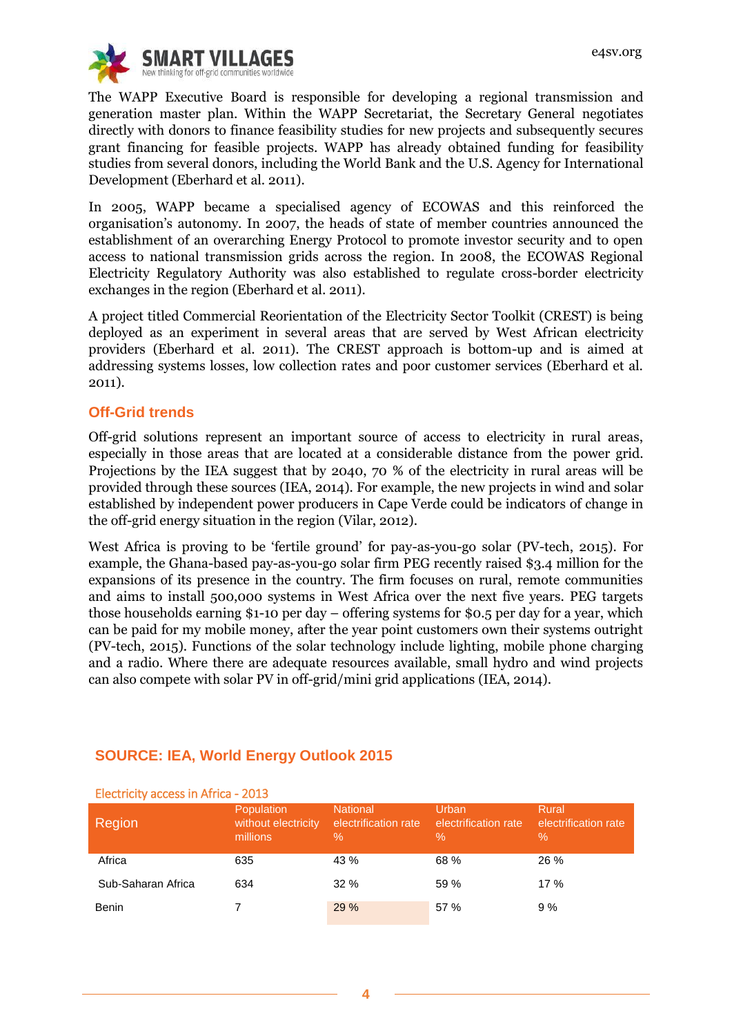The WAPP Executive Board is responsible for developing a regional transmission and generation master plan. Within the WAPP Secretariat, the Secretary General negotiates directly with donors to finance feasibility studies for new projects and subsequently secures grant financing for feasible projects. WAPP has already obtained funding for feasibility studies from several donors, including the World Bank and the U.S. Agency for International Development (Eberhard et al. 2011).

In 2005, WAPP became a specialised agency of ECOWAS and this reinforced the organisation's autonomy. In 2007, the heads of state of member countries announced the establishment of an overarching Energy Protocol to promote investor security and to open access to national transmission grids across the region. In 2008, the ECOWAS Regional Electricity Regulatory Authority was also established to regulate cross-border electricity exchanges in the region (Eberhard et al. 2011).

A project titled Commercial Reorientation of the Electricity Sector Toolkit (CREST) is being deployed as an experiment in several areas that are served by West African electricity providers (Eberhard et al. 2011). The CREST approach is bottom-up and is aimed at addressing systems losses, low collection rates and poor customer services (Eberhard et al. 2011).

## Off-Grid trends

Off-grid solutions represent an important source of access to electricity in rural areas, especially in those areas that are located at a considerable distance from the power grid. Projections by the IEA suggest that by 2040, 70 % of the electricity in rural areas will be provided through these sources (IEA, 2014). For example, the new projects in wind and solar established by independent power producers in Cape Verde could be indicators of change in the off-grid energy situation in the region (Vilar, 2012).

West Africa is proving to be 'fertile ground' for pay-as-you-go solar (PV-tech, 2015). For example, the Ghana-based pay-as-you-go solar firm PEG recently raised $3.4 million for the expansions of its presence in the country. The firm focuses on rural, remote communities and aims to install 500,000 systems in West Africa over the next five years. PEG targets those households earning $1-10 per day – offering systems for $0.5 per day for a year, which can be paid for my mobile money, after the year point customers own their systems outright (PV-tech, 2015). Functions of the solar technology include lighting, mobile phone charging and a radio. Where there are adequate resources available, small hydro and wind projects can also compete with solar PV in off-grid/mini grid applications (IEA, 2014).

## SOURCE: IEA, World Energy Outlook 2015

Electricity access in Africa - 2013

| Region | Population without electricity millions | National electrification rate % | Urban electrification rate % | Rural electrification rate % |
|---|---|---|---|---|
| Africa | 635 | 43 % | 68 % | 26 % |
| Sub-Saharan Africa | 634 | 32 % | 59 % | 17 % |
| Benin | 7 | 29 % | 57 % | 9 % |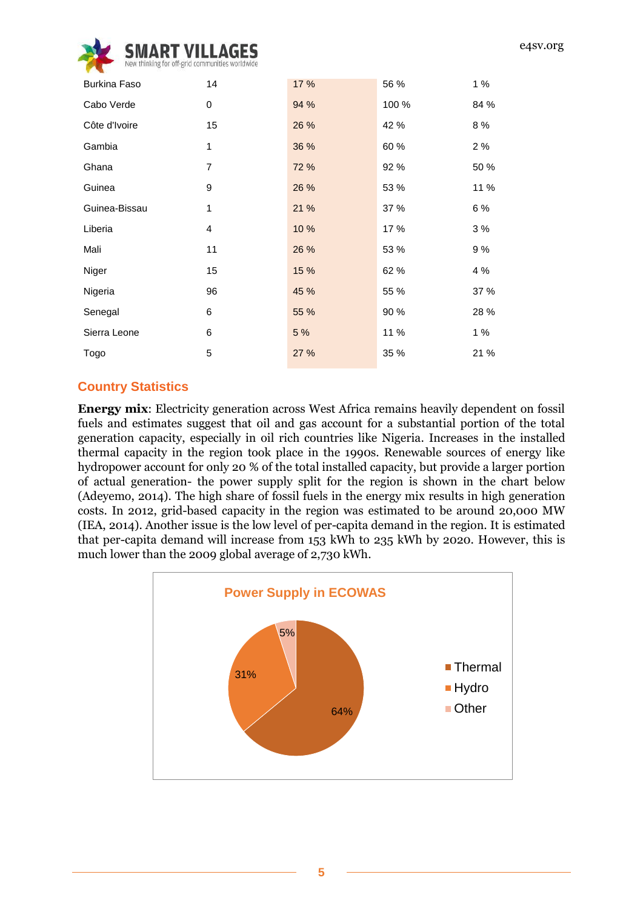| | | | | |
|---|---|---|---|---|
| Burkina Faso | 14 | 17 % | 56 % | 1 % |
| Cabo Verde | 0 | 94 % | 100 % | 84 % |
| Côte d'Ivoire | 15 | 26 % | 42 % | 8 % |
| Gambia | 1 | 36 % | 60 % | 2 % |
| Ghana | 7 | 72 % | 92 % | 50 % |
| Guinea | 9 | 26 % | 53 % | 11 % |
| Guinea-Bissau | 1 | 21 % | 37 % | 6 % |
| Liberia | 4 | 10 % | 17 % | 3 % |
| Mali | 11 | 26 % | 53 % | 9 % |
| Niger | 15 | 15 % | 62 % | 4 % |
| Nigeria | 96 | 45 % | 55 % | 37 % |
| Senegal | 6 | 55 % | 90 % | 28 % |
| Sierra Leone | 6 | 5 % | 11 % | 1 % |
| Togo | 5 | 27 % | 35 % | 21 % |

## Country Statistics

**Energy mix**: Electricity generation across West Africa remains heavily dependent on fossil fuels and estimates suggest that oil and gas account for a substantial portion of the total generation capacity, especially in oil rich countries like Nigeria. Increases in the installed thermal capacity in the region took place in the 1990s. Renewable sources of energy like hydropower account for only 20 % of the total installed capacity, but provide a larger portion of actual generation- the power supply split for the region is shown in the chart below (Adeyemo, 2014). The high share of fossil fuels in the energy mix results in high generation costs. In 2012, grid-based capacity in the region was estimated to be around 20,000 MW (IEA, 2014). Another issue is the low level of per-capita demand in the region. It is estimated that per-capita demand will increase from 153 kWh to 235 kWh by 2020. However, this is much lower than the 2009 global average of 2,730 kWh.

**Power Supply in ECOWAS**

| Source | Share |
|---|---|
| Thermal | 64% |
| Hydro | 31% |
| Other | 5% |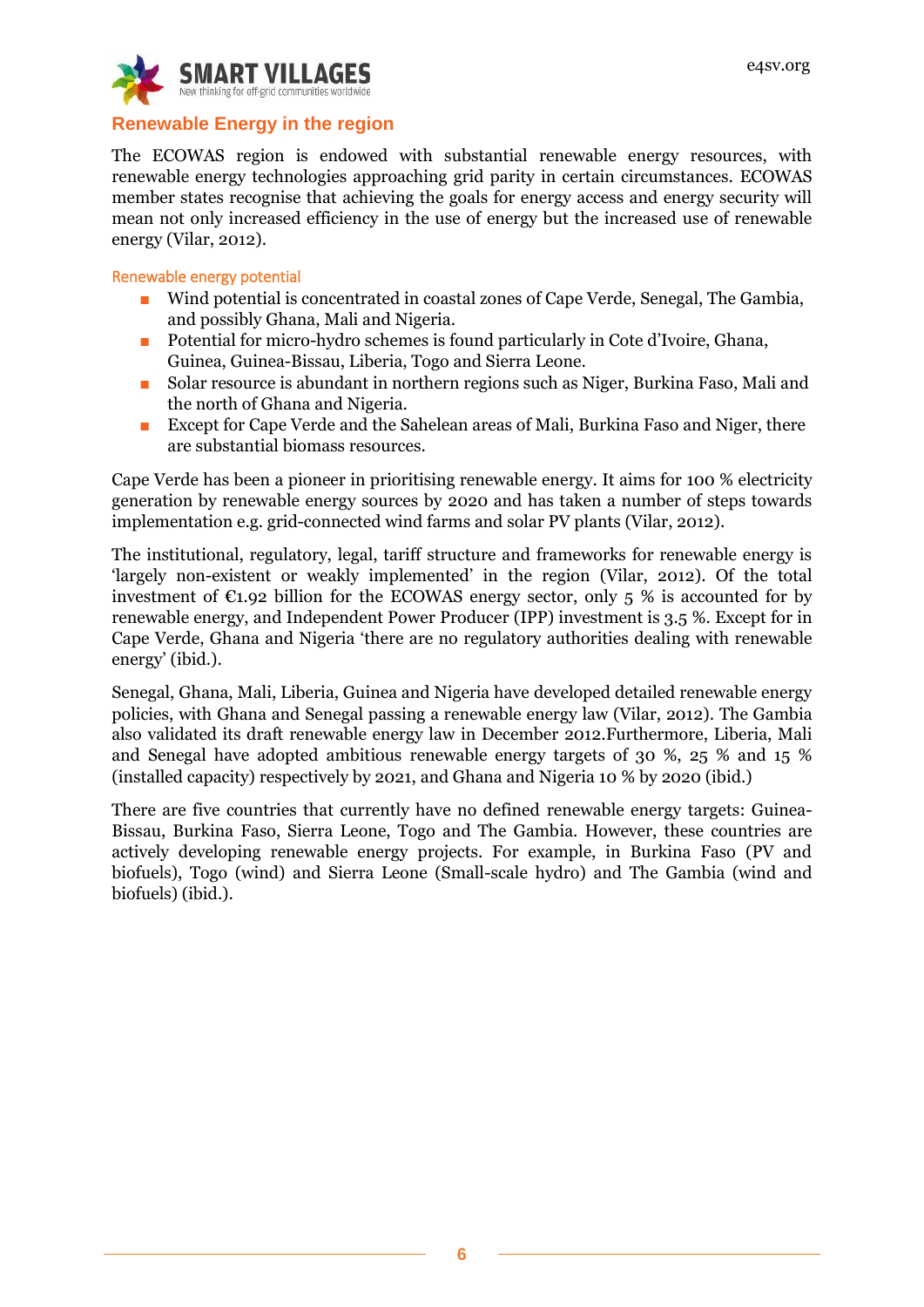## Renewable Energy in the region

The ECOWAS region is endowed with substantial renewable energy resources, with renewable energy technologies approaching grid parity in certain circumstances. ECOWAS member states recognise that achieving the goals for energy access and energy security will mean not only increased efficiency in the use of energy but the increased use of renewable energy (Vilar, 2012).

### Renewable energy potential

- Wind potential is concentrated in coastal zones of Cape Verde, Senegal, The Gambia, and possibly Ghana, Mali and Nigeria.
- Potential for micro-hydro schemes is found particularly in Cote d'Ivoire, Ghana, Guinea, Guinea-Bissau, Liberia, Togo and Sierra Leone.
- Solar resource is abundant in northern regions such as Niger, Burkina Faso, Mali and the north of Ghana and Nigeria.
- Except for Cape Verde and the Sahelean areas of Mali, Burkina Faso and Niger, there are substantial biomass resources.

Cape Verde has been a pioneer in prioritising renewable energy. It aims for 100 % electricity generation by renewable energy sources by 2020 and has taken a number of steps towards implementation e.g. grid-connected wind farms and solar PV plants (Vilar, 2012).

The institutional, regulatory, legal, tariff structure and frameworks for renewable energy is 'largely non-existent or weakly implemented' in the region (Vilar, 2012). Of the total investment of €1.92 billion for the ECOWAS energy sector, only 5 % is accounted for by renewable energy, and Independent Power Producer (IPP) investment is 3.5 %. Except for in Cape Verde, Ghana and Nigeria 'there are no regulatory authorities dealing with renewable energy' (ibid.).

Senegal, Ghana, Mali, Liberia, Guinea and Nigeria have developed detailed renewable energy policies, with Ghana and Senegal passing a renewable energy law (Vilar, 2012). The Gambia also validated its draft renewable energy law in December 2012.Furthermore, Liberia, Mali and Senegal have adopted ambitious renewable energy targets of 30 %, 25 % and 15 % (installed capacity) respectively by 2021, and Ghana and Nigeria 10 % by 2020 (ibid.)

There are five countries that currently have no defined renewable energy targets: Guinea-Bissau, Burkina Faso, Sierra Leone, Togo and The Gambia. However, these countries are actively developing renewable energy projects. For example, in Burkina Faso (PV and biofuels), Togo (wind) and Sierra Leone (Small-scale hydro) and The Gambia (wind and biofuels) (ibid.).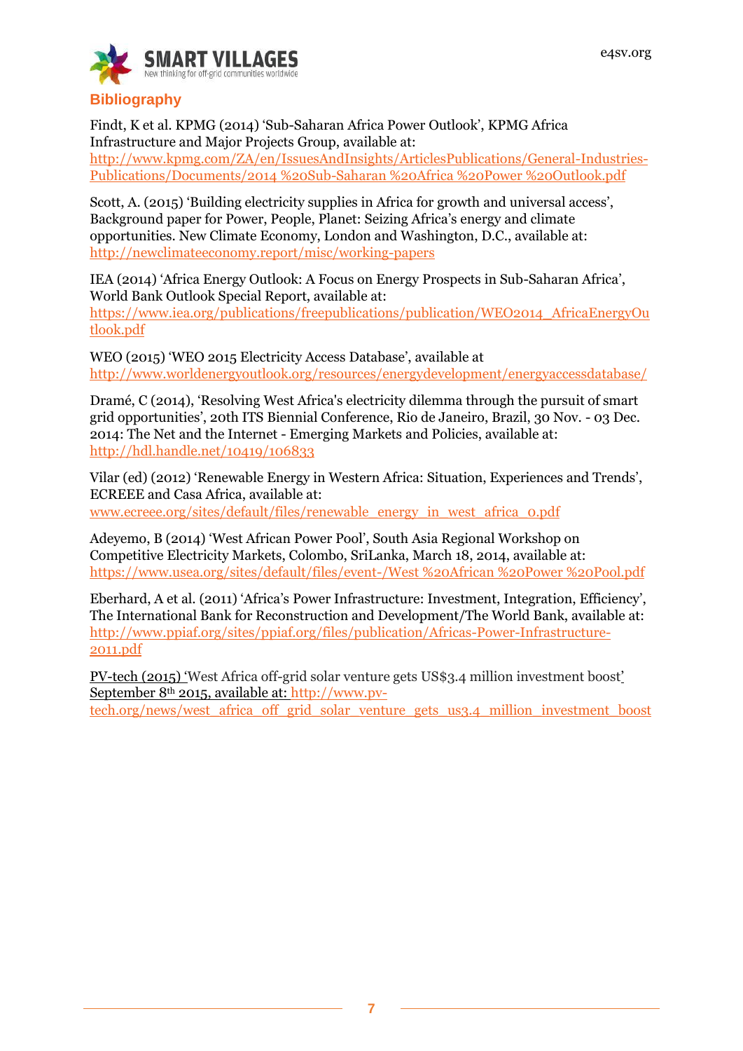## Bibliography

Findt, K et al. KPMG (2014) 'Sub-Saharan Africa Power Outlook', KPMG Africa Infrastructure and Major Projects Group, available at: http://www.kpmg.com/ZA/en/IssuesAndInsights/ArticlesPublications/General-Industries-Publications/Documents/2014 %20Sub-Saharan %20Africa %20Power %20Outlook.pdf

Scott, A. (2015) 'Building electricity supplies in Africa for growth and universal access', Background paper for Power, People, Planet: Seizing Africa's energy and climate opportunities. New Climate Economy, London and Washington, D.C., available at: http://newclimateeconomy.report/misc/working-papers

IEA (2014) 'Africa Energy Outlook: A Focus on Energy Prospects in Sub-Saharan Africa', World Bank Outlook Special Report, available at: https://www.iea.org/publications/freepublications/publication/WEO2014_AfricaEnergyOutlook.pdf

WEO (2015) 'WEO 2015 Electricity Access Database', available at http://www.worldenergyoutlook.org/resources/energydevelopment/energyaccessdatabase/

Dramé, C (2014), 'Resolving West Africa's electricity dilemma through the pursuit of smart grid opportunities', 20th ITS Biennial Conference, Rio de Janeiro, Brazil, 30 Nov. - 03 Dec. 2014: The Net and the Internet - Emerging Markets and Policies, available at: http://hdl.handle.net/10419/106833

Vilar (ed) (2012) 'Renewable Energy in Western Africa: Situation, Experiences and Trends', ECREEE and Casa Africa, available at: www.ecreee.org/sites/default/files/renewable_energy_in_west_africa_0.pdf

Adeyemo, B (2014) 'West African Power Pool', South Asia Regional Workshop on Competitive Electricity Markets, Colombo, SriLanka, March 18, 2014, available at: https://www.usea.org/sites/default/files/event-/West %20African %20Power %20Pool.pdf

Eberhard, A et al. (2011) 'Africa's Power Infrastructure: Investment, Integration, Efficiency', The International Bank for Reconstruction and Development/The World Bank, available at: http://www.ppiaf.org/sites/ppiaf.org/files/publication/Africas-Power-Infrastructure-2011.pdf

PV-tech (2015) 'West Africa off-grid solar venture gets US$3.4 million investment boost' September 8th 2015, available at: http://www.pv-tech.org/news/west_africa_off_grid_solar_venture_gets_us3.4_million_investment_boost